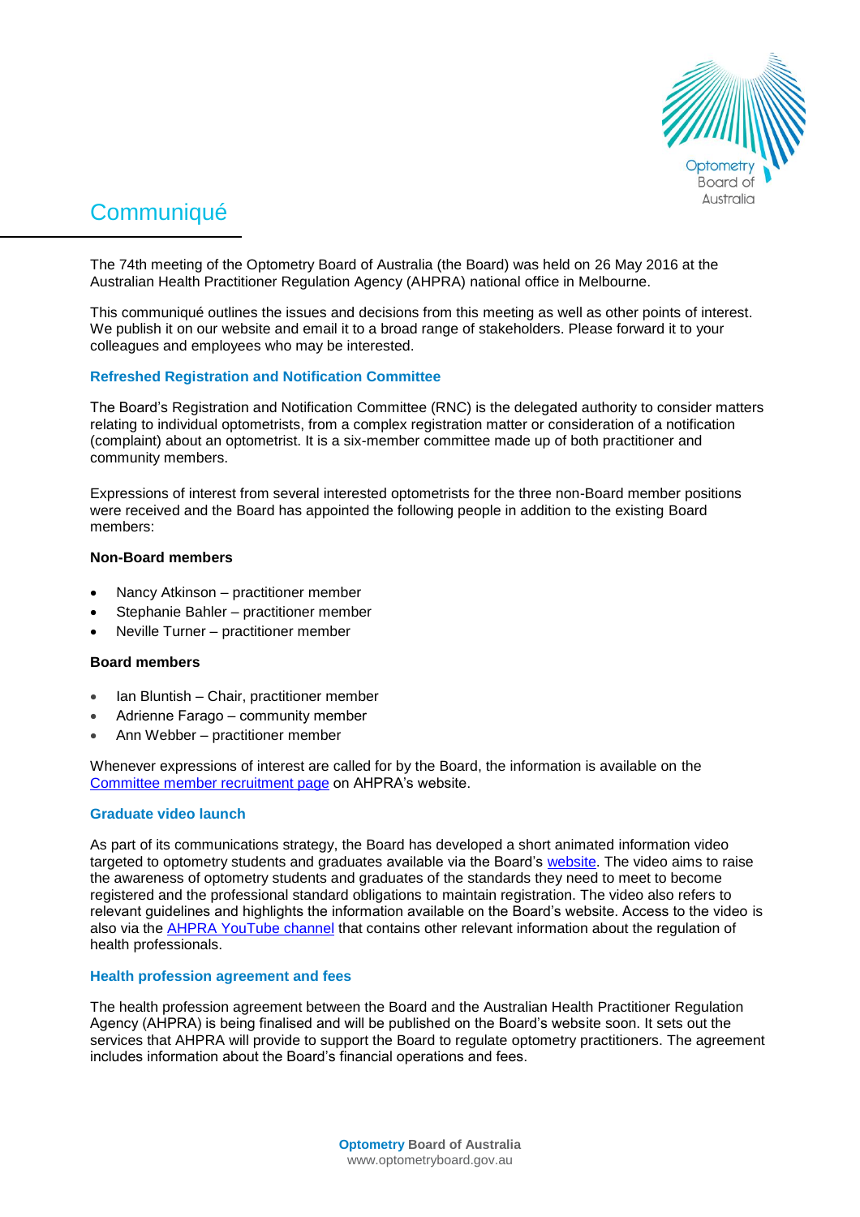# Communiqué

The 74th meeting of the Optometry Board of Australia (the Board) was held on 26 May 2016 at the Australian Health Practitioner Regulation Agency (AHPRA) national office in Melbourne.

This communiqué outlines the issues and decisions from this meeting as well as other points of interest. We publish it on our website and email it to a broad range of stakeholders. Please forward it to your colleagues and employees who may be interested.

## Refreshed Registration and Notification Committee

The Board's Registration and Notification Committee (RNC) is the delegated authority to consider matters relating to individual optometrists, from a complex registration matter or consideration of a notification (complaint) about an optometrist. It is a six-member committee made up of both practitioner and community members.

Expressions of interest from several interested optometrists for the three non-Board member positions were received and the Board has appointed the following people in addition to the existing Board members:

**Non-Board members**

- Nancy Atkinson – practitioner member
- Stephanie Bahler – practitioner member
- Neville Turner – practitioner member

**Board members**

- Ian Bluntish – Chair, practitioner member
- Adrienne Farago – community member
- Ann Webber – practitioner member

Whenever expressions of interest are called for by the Board, the information is available on the Committee member recruitment page on AHPRA's website.

## Graduate video launch

As part of its communications strategy, the Board has developed a short animated information video targeted to optometry students and graduates available via the Board's website. The video aims to raise the awareness of optometry students and graduates of the standards they need to meet to become registered and the professional standard obligations to maintain registration. The video also refers to relevant guidelines and highlights the information available on the Board's website. Access to the video is also via the AHPRA YouTube channel that contains other relevant information about the regulation of health professionals.

## Health profession agreement and fees

The health profession agreement between the Board and the Australian Health Practitioner Regulation Agency (AHPRA) is being finalised and will be published on the Board's website soon. It sets out the services that AHPRA will provide to support the Board to regulate optometry practitioners. The agreement includes information about the Board's financial operations and fees.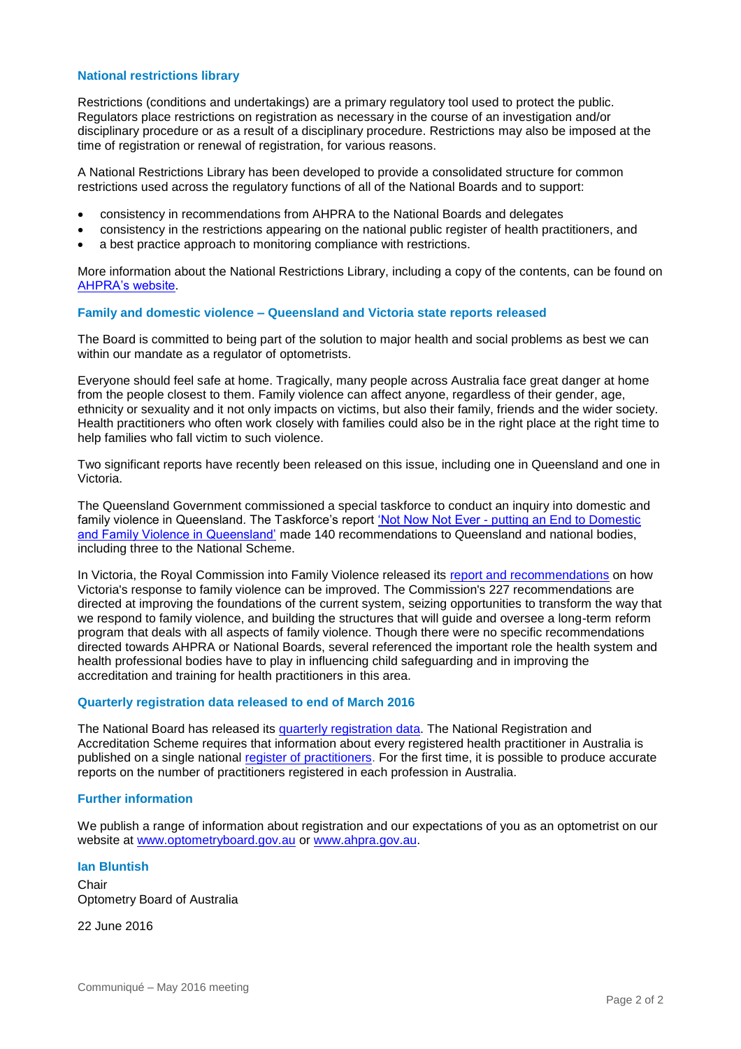### National restrictions library

Restrictions (conditions and undertakings) are a primary regulatory tool used to protect the public. Regulators place restrictions on registration as necessary in the course of an investigation and/or disciplinary procedure or as a result of a disciplinary procedure. Restrictions may also be imposed at the time of registration or renewal of registration, for various reasons.

A National Restrictions Library has been developed to provide a consolidated structure for common restrictions used across the regulatory functions of all of the National Boards and to support:

- consistency in recommendations from AHPRA to the National Boards and delegates
- consistency in the restrictions appearing on the national public register of health practitioners, and
- a best practice approach to monitoring compliance with restrictions.

More information about the National Restrictions Library, including a copy of the contents, can be found on AHPRA's website.

### Family and domestic violence – Queensland and Victoria state reports released

The Board is committed to being part of the solution to major health and social problems as best we can within our mandate as a regulator of optometrists.

Everyone should feel safe at home. Tragically, many people across Australia face great danger at home from the people closest to them. Family violence can affect anyone, regardless of their gender, age, ethnicity or sexuality and it not only impacts on victims, but also their family, friends and the wider society. Health practitioners who often work closely with families could also be in the right place at the right time to help families who fall victim to such violence.

Two significant reports have recently been released on this issue, including one in Queensland and one in Victoria.

The Queensland Government commissioned a special taskforce to conduct an inquiry into domestic and family violence in Queensland. The Taskforce's report 'Not Now Not Ever - putting an End to Domestic and Family Violence in Queensland' made 140 recommendations to Queensland and national bodies, including three to the National Scheme.

In Victoria, the Royal Commission into Family Violence released its report and recommendations on how Victoria's response to family violence can be improved. The Commission's 227 recommendations are directed at improving the foundations of the current system, seizing opportunities to transform the way that we respond to family violence, and building the structures that will guide and oversee a long-term reform program that deals with all aspects of family violence. Though there were no specific recommendations directed towards AHPRA or National Boards, several referenced the important role the health system and health professional bodies have to play in influencing child safeguarding and in improving the accreditation and training for health practitioners in this area.

### Quarterly registration data released to end of March 2016

The National Board has released its quarterly registration data. The National Registration and Accreditation Scheme requires that information about every registered health practitioner in Australia is published on a single national register of practitioners. For the first time, it is possible to produce accurate reports on the number of practitioners registered in each profession in Australia.

### Further information

We publish a range of information about registration and our expectations of you as an optometrist on our website at www.optometryboard.gov.au or www.ahpra.gov.au.

**Ian Bluntish**

Chair
Optometry Board of Australia

22 June 2016